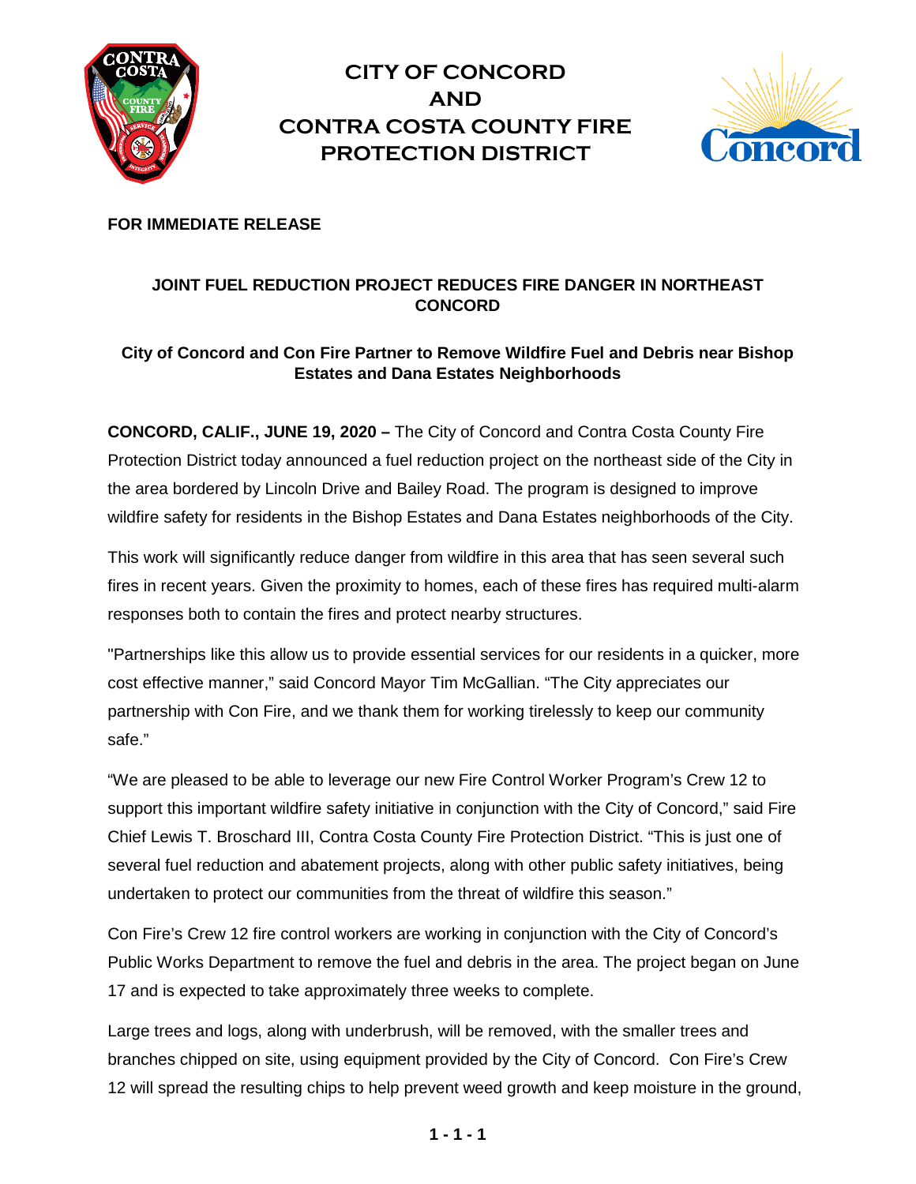# CITY OF CONCORD AND CONTRA COSTA COUNTY FIRE PROTECTION DISTRICT

**FOR IMMEDIATE RELEASE**

## JOINT FUEL REDUCTION PROJECT REDUCES FIRE DANGER IN NORTHEAST CONCORD

### City of Concord and Con Fire Partner to Remove Wildfire Fuel and Debris near Bishop Estates and Dana Estates Neighborhoods

**CONCORD, CALIF., JUNE 19, 2020 –** The City of Concord and Contra Costa County Fire Protection District today announced a fuel reduction project on the northeast side of the City in the area bordered by Lincoln Drive and Bailey Road. The program is designed to improve wildfire safety for residents in the Bishop Estates and Dana Estates neighborhoods of the City.

This work will significantly reduce danger from wildfire in this area that has seen several such fires in recent years. Given the proximity to homes, each of these fires has required multi-alarm responses both to contain the fires and protect nearby structures.

"Partnerships like this allow us to provide essential services for our residents in a quicker, more cost effective manner," said Concord Mayor Tim McGallian. "The City appreciates our partnership with Con Fire, and we thank them for working tirelessly to keep our community safe."

"We are pleased to be able to leverage our new Fire Control Worker Program's Crew 12 to support this important wildfire safety initiative in conjunction with the City of Concord," said Fire Chief Lewis T. Broschard III, Contra Costa County Fire Protection District. "This is just one of several fuel reduction and abatement projects, along with other public safety initiatives, being undertaken to protect our communities from the threat of wildfire this season."

Con Fire's Crew 12 fire control workers are working in conjunction with the City of Concord's Public Works Department to remove the fuel and debris in the area. The project began on June 17 and is expected to take approximately three weeks to complete.

Large trees and logs, along with underbrush, will be removed, with the smaller trees and branches chipped on site, using equipment provided by the City of Concord. Con Fire's Crew 12 will spread the resulting chips to help prevent weed growth and keep moisture in the ground,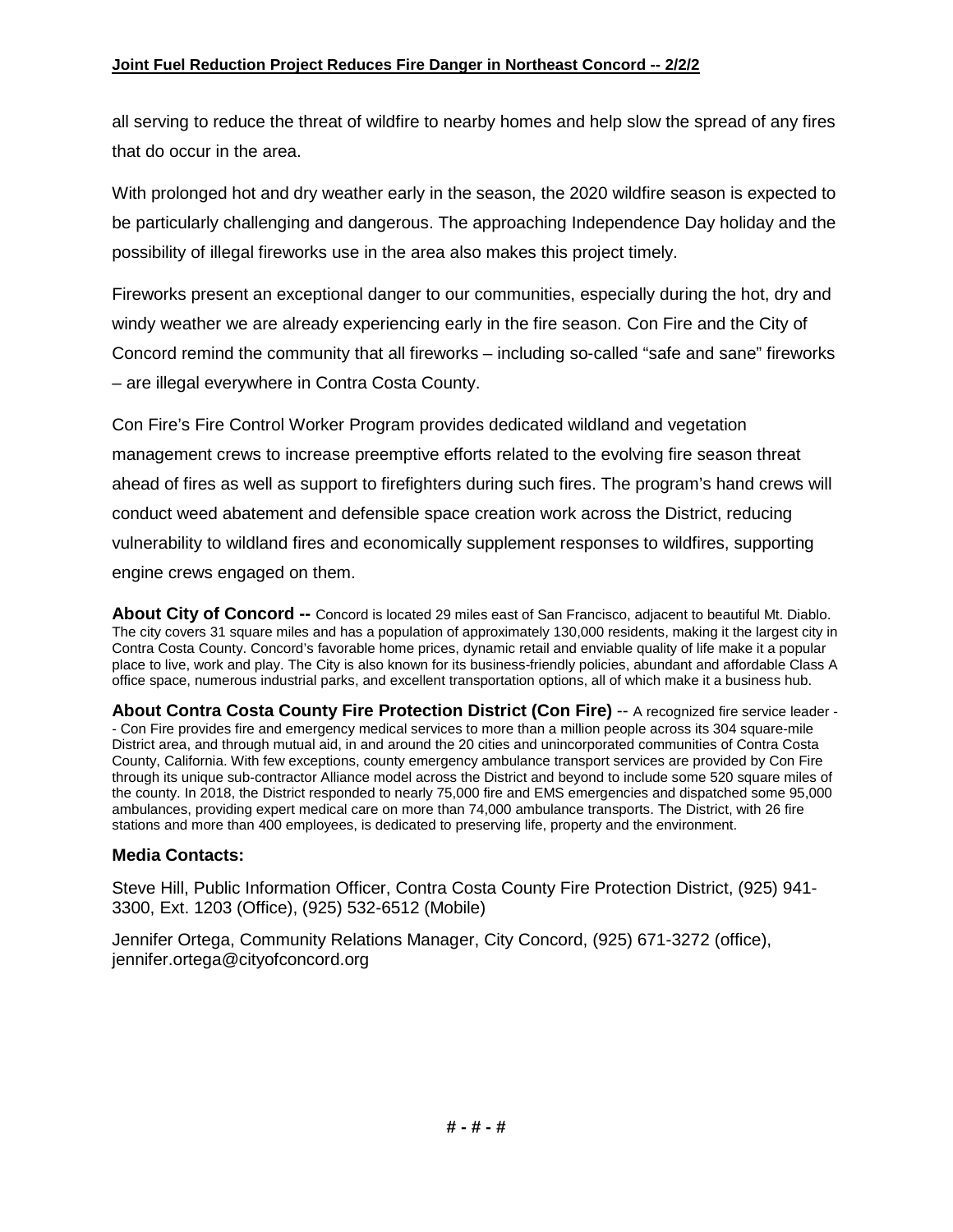all serving to reduce the threat of wildfire to nearby homes and help slow the spread of any fires that do occur in the area.

With prolonged hot and dry weather early in the season, the 2020 wildfire season is expected to be particularly challenging and dangerous. The approaching Independence Day holiday and the possibility of illegal fireworks use in the area also makes this project timely.

Fireworks present an exceptional danger to our communities, especially during the hot, dry and windy weather we are already experiencing early in the fire season. Con Fire and the City of Concord remind the community that all fireworks – including so-called "safe and sane" fireworks – are illegal everywhere in Contra Costa County.

Con Fire's Fire Control Worker Program provides dedicated wildland and vegetation management crews to increase preemptive efforts related to the evolving fire season threat ahead of fires as well as support to firefighters during such fires. The program's hand crews will conduct weed abatement and defensible space creation work across the District, reducing vulnerability to wildland fires and economically supplement responses to wildfires, supporting engine crews engaged on them.

**About City of Concord --** Concord is located 29 miles east of San Francisco, adjacent to beautiful Mt. Diablo. The city covers 31 square miles and has a population of approximately 130,000 residents, making it the largest city in Contra Costa County. Concord's favorable home prices, dynamic retail and enviable quality of life make it a popular place to live, work and play. The City is also known for its business-friendly policies, abundant and affordable Class A office space, numerous industrial parks, and excellent transportation options, all of which make it a business hub.

**About Contra Costa County Fire Protection District (Con Fire)** -- A recognized fire service leader -- Con Fire provides fire and emergency medical services to more than a million people across its 304 square-mile District area, and through mutual aid, in and around the 20 cities and unincorporated communities of Contra Costa County, California. With few exceptions, county emergency ambulance transport services are provided by Con Fire through its unique sub-contractor Alliance model across the District and beyond to include some 520 square miles of the county. In 2018, the District responded to nearly 75,000 fire and EMS emergencies and dispatched some 95,000 ambulances, providing expert medical care on more than 74,000 ambulance transports. The District, with 26 fire stations and more than 400 employees, is dedicated to preserving life, property and the environment.

**Media Contacts:**

Steve Hill, Public Information Officer, Contra Costa County Fire Protection District, (925) 941-3300, Ext. 1203 (Office), (925) 532-6512 (Mobile)

Jennifer Ortega, Community Relations Manager, City Concord, (925) 671-3272 (office), jennifer.ortega@cityofconcord.org

**# - # - #**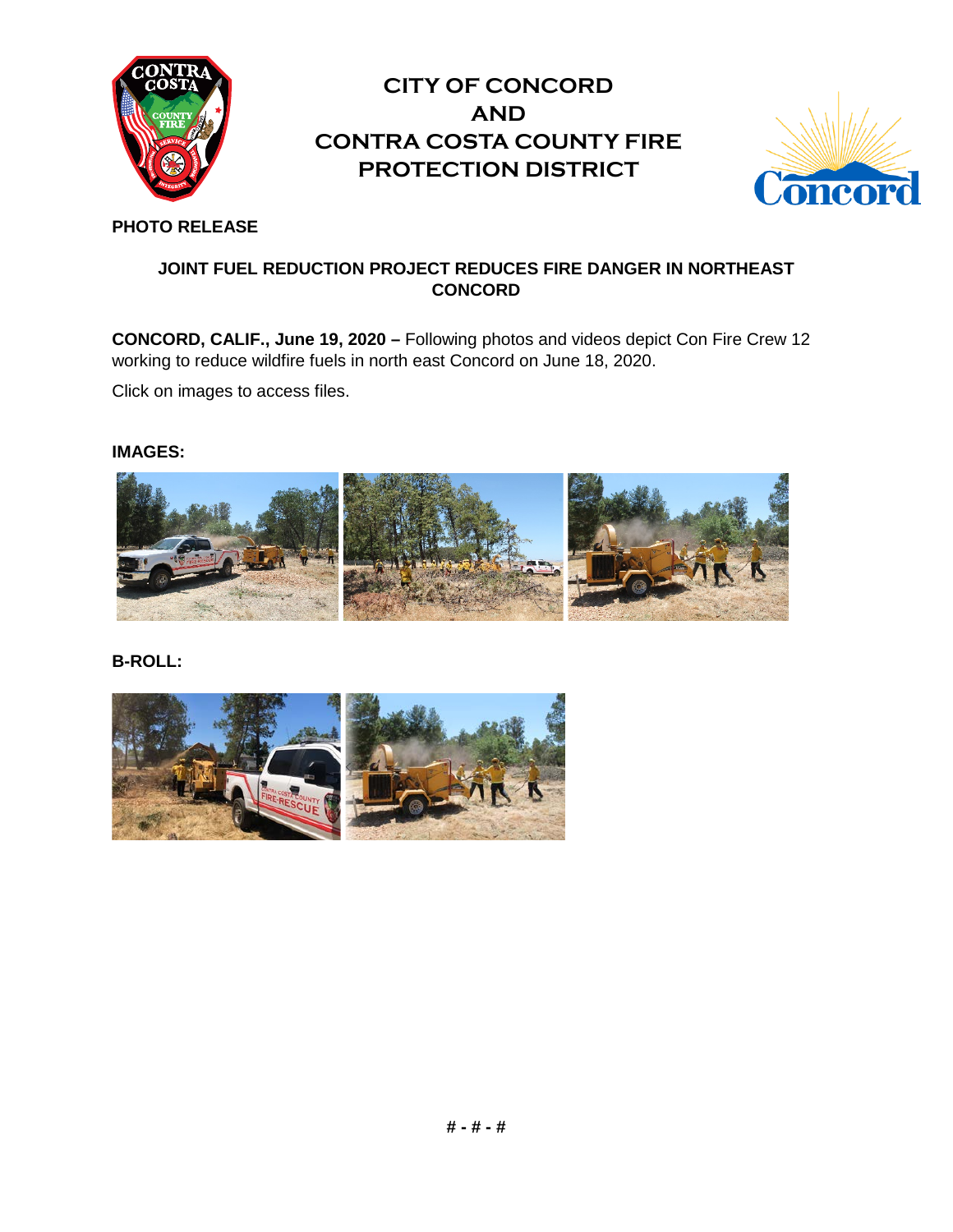# CITY OF CONCORD AND CONTRA COSTA COUNTY FIRE PROTECTION DISTRICT

**PHOTO RELEASE**

## JOINT FUEL REDUCTION PROJECT REDUCES FIRE DANGER IN NORTHEAST CONCORD

**CONCORD, CALIF., June 19, 2020 –** Following photos and videos depict Con Fire Crew 12 working to reduce wildfire fuels in north east Concord on June 18, 2020.

Click on images to access files.

**IMAGES:**

**B-ROLL:**

# - # - #